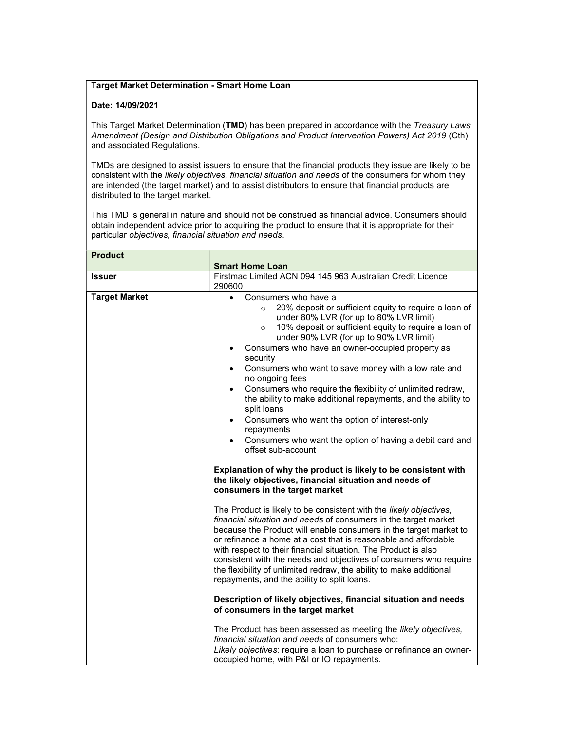**Target Market Determination - Smart Home Loan**

**Date: 14/09/2021**

This Target Market Determination (**TMD**) has been prepared in accordance with the *Treasury Laws Amendment (Design and Distribution Obligations and Product Intervention Powers) Act 2019* (Cth) and associated Regulations.

TMDs are designed to assist issuers to ensure that the financial products they issue are likely to be consistent with the *likely objectives, financial situation and needs* of the consumers for whom they are intended (the target market) and to assist distributors to ensure that financial products are distributed to the target market.

This TMD is general in nature and should not be construed as financial advice. Consumers should obtain independent advice prior to acquiring the product to ensure that it is appropriate for their particular *objectives, financial situation and needs*.

| **Product** | **Smart Home Loan** |
|---|---|
| **Issuer** | Firstmac Limited ACN 094 145 963 Australian Credit Licence 290600 |
| **Target Market** | • Consumers who have a<br>&nbsp;&nbsp;&nbsp;&nbsp;○ 20% deposit or sufficient equity to require a loan of under 80% LVR (for up to 80% LVR limit)<br>&nbsp;&nbsp;&nbsp;&nbsp;○ 10% deposit or sufficient equity to require a loan of under 90% LVR (for up to 90% LVR limit)<br>• Consumers who have an owner-occupied property as security<br>• Consumers who want to save money with a low rate and no ongoing fees<br>• Consumers who require the flexibility of unlimited redraw, the ability to make additional repayments, and the ability to split loans<br>• Consumers who want the option of interest-only repayments<br>• Consumers who want the option of having a debit card and offset sub-account<br><br>**Explanation of why the product is likely to be consistent with the likely objectives, financial situation and needs of consumers in the target market**<br><br>The Product is likely to be consistent with the *likely objectives, financial situation and needs* of consumers in the target market because the Product will enable consumers in the target market to or refinance a home at a cost that is reasonable and affordable with respect to their financial situation. The Product is also consistent with the needs and objectives of consumers who require the flexibility of unlimited redraw, the ability to make additional repayments, and the ability to split loans.<br><br>**Description of likely objectives, financial situation and needs of consumers in the target market**<br><br>The Product has been assessed as meeting the *likely objectives, financial situation and needs* of consumers who:<br><u>*Likely objectives*</u>: require a loan to purchase or refinance an owner-occupied home, with P&I or IO repayments. |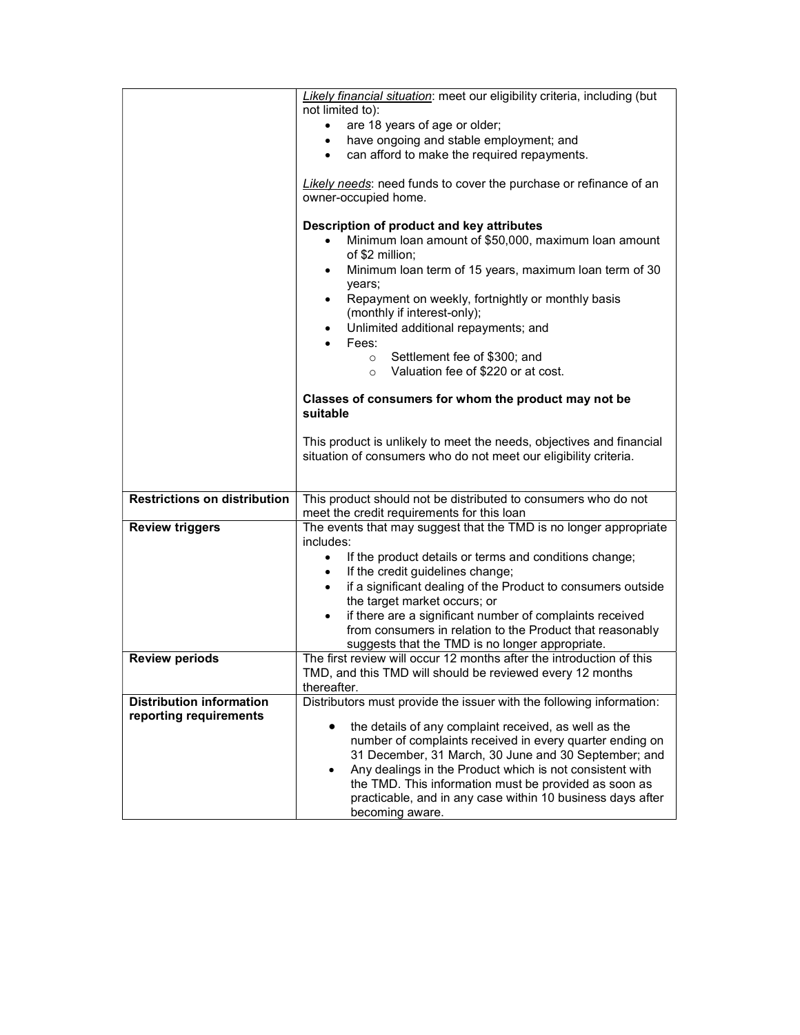| | |
|---|---|
| | *Likely financial situation*: meet our eligibility criteria, including (but not limited to):<br>• are 18 years of age or older;<br>• have ongoing and stable employment; and<br>• can afford to make the required repayments.<br><br>*Likely needs*: need funds to cover the purchase or refinance of an owner-occupied home.<br><br>**Description of product and key attributes**<br>• Minimum loan amount of $50,000, maximum loan amount of $2 million;<br>• Minimum loan term of 15 years, maximum loan term of 30 years;<br>• Repayment on weekly, fortnightly or monthly basis (monthly if interest-only);<br>• Unlimited additional repayments; and<br>• Fees:<br>  ○ Settlement fee of $300; and<br>  ○ Valuation fee of $220 or at cost.<br><br>**Classes of consumers for whom the product may not be suitable**<br><br>This product is unlikely to meet the needs, objectives and financial situation of consumers who do not meet our eligibility criteria. |
| **Restrictions on distribution** | This product should not be distributed to consumers who do not meet the credit requirements for this loan |
| **Review triggers** | The events that may suggest that the TMD is no longer appropriate includes:<br>• If the product details or terms and conditions change;<br>• If the credit guidelines change;<br>• if a significant dealing of the Product to consumers outside the target market occurs; or<br>• if there are a significant number of complaints received from consumers in relation to the Product that reasonably suggests that the TMD is no longer appropriate. |
| **Review periods** | The first review will occur 12 months after the introduction of this TMD, and this TMD will should be reviewed every 12 months thereafter. |
| **Distribution information reporting requirements** | Distributors must provide the issuer with the following information:<br><br>• the details of any complaint received, as well as the number of complaints received in every quarter ending on 31 December, 31 March, 30 June and 30 September; and<br>• Any dealings in the Product which is not consistent with the TMD. This information must be provided as soon as practicable, and in any case within 10 business days after becoming aware. |